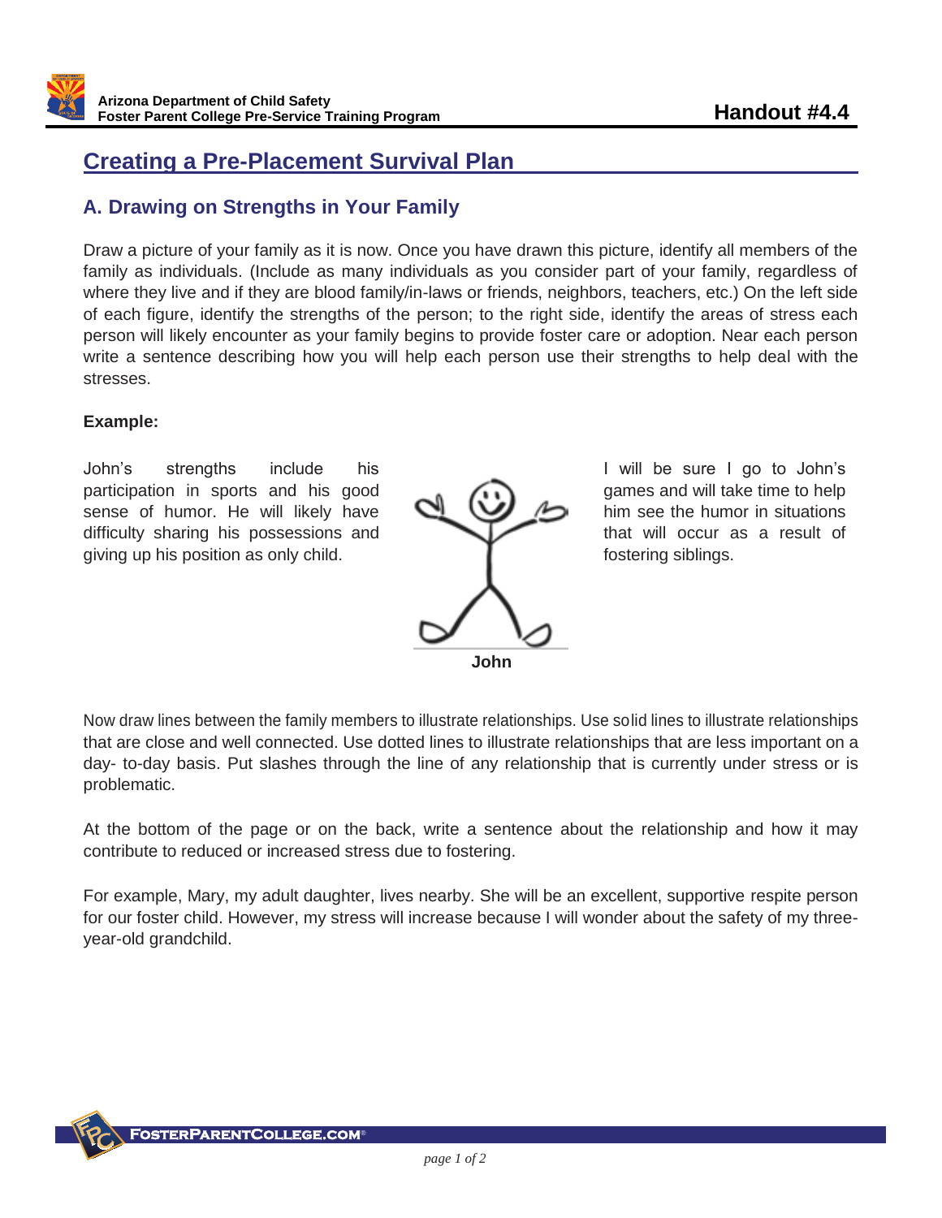# Creating a Pre-Placement Survival Plan

## A. Drawing on Strengths in Your Family

Draw a picture of your family as it is now. Once you have drawn this picture, identify all members of the family as individuals. (Include as many individuals as you consider part of your family, regardless of where they live and if they are blood family/in-laws or friends, neighbors, teachers, etc.) On the left side of each figure, identify the strengths of the person; to the right side, identify the areas of stress each person will likely encounter as your family begins to provide foster care or adoption. Near each person write a sentence describing how you will help each person use their strengths to help deal with the stresses.

**Example:**

John's strengths include his participation in sports and his good sense of humor. He will likely have difficulty sharing his possessions and giving up his position as only child.

**John**

I will be sure I go to John's games and will take time to help him see the humor in situations that will occur as a result of fostering siblings.

Now draw lines between the family members to illustrate relationships. Use solid lines to illustrate relationships that are close and well connected. Use dotted lines to illustrate relationships that are less important on a day- to-day basis. Put slashes through the line of any relationship that is currently under stress or is problematic.

At the bottom of the page or on the back, write a sentence about the relationship and how it may contribute to reduced or increased stress due to fostering.

For example, Mary, my adult daughter, lives nearby. She will be an excellent, supportive respite person for our foster child. However, my stress will increase because I will wonder about the safety of my three-year-old grandchild.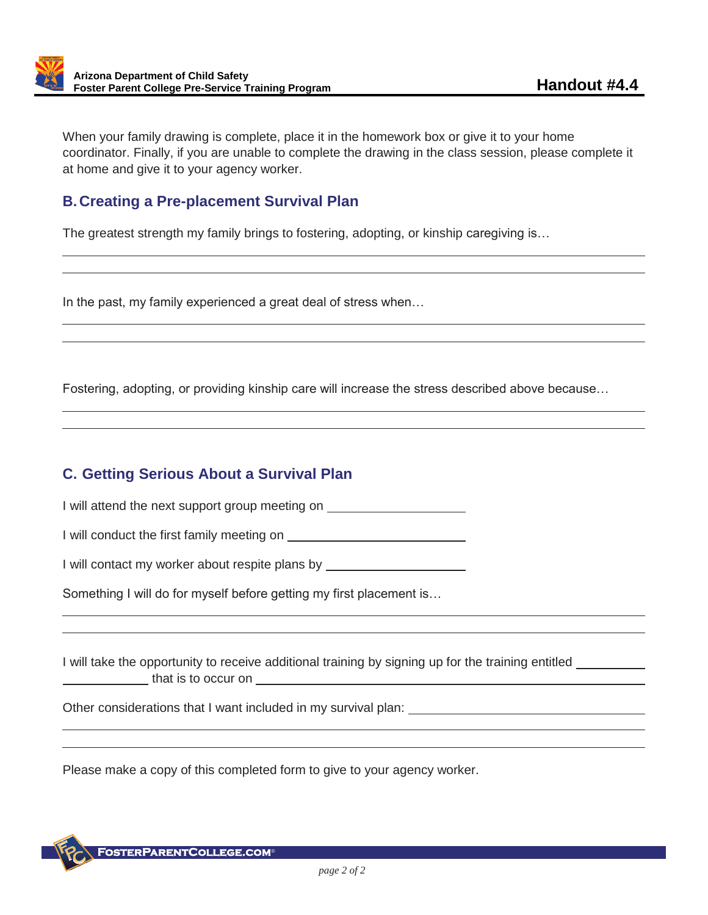When your family drawing is complete, place it in the homework box or give it to your home coordinator. Finally, if you are unable to complete the drawing in the class session, please complete it at home and give it to your agency worker.

## B. Creating a Pre-placement Survival Plan

The greatest strength my family brings to fostering, adopting, or kinship caregiving is…

______________________________________________________________________

______________________________________________________________________

In the past, my family experienced a great deal of stress when…

______________________________________________________________________

______________________________________________________________________

Fostering, adopting, or providing kinship care will increase the stress described above because…

______________________________________________________________________

______________________________________________________________________

## C. Getting Serious About a Survival Plan

I will attend the next support group meeting on ____________________

I will conduct the first family meeting on ________________________

I will contact my worker about respite plans by ____________________

Something I will do for myself before getting my first placement is…

______________________________________________________________________

______________________________________________________________________

I will take the opportunity to receive additional training by signing up for the training entitled ______________________ that is to occur on ______________________________________________

Other considerations that I want included in my survival plan: ______________________________

______________________________________________________________________

______________________________________________________________________

Please make a copy of this completed form to give to your agency worker.